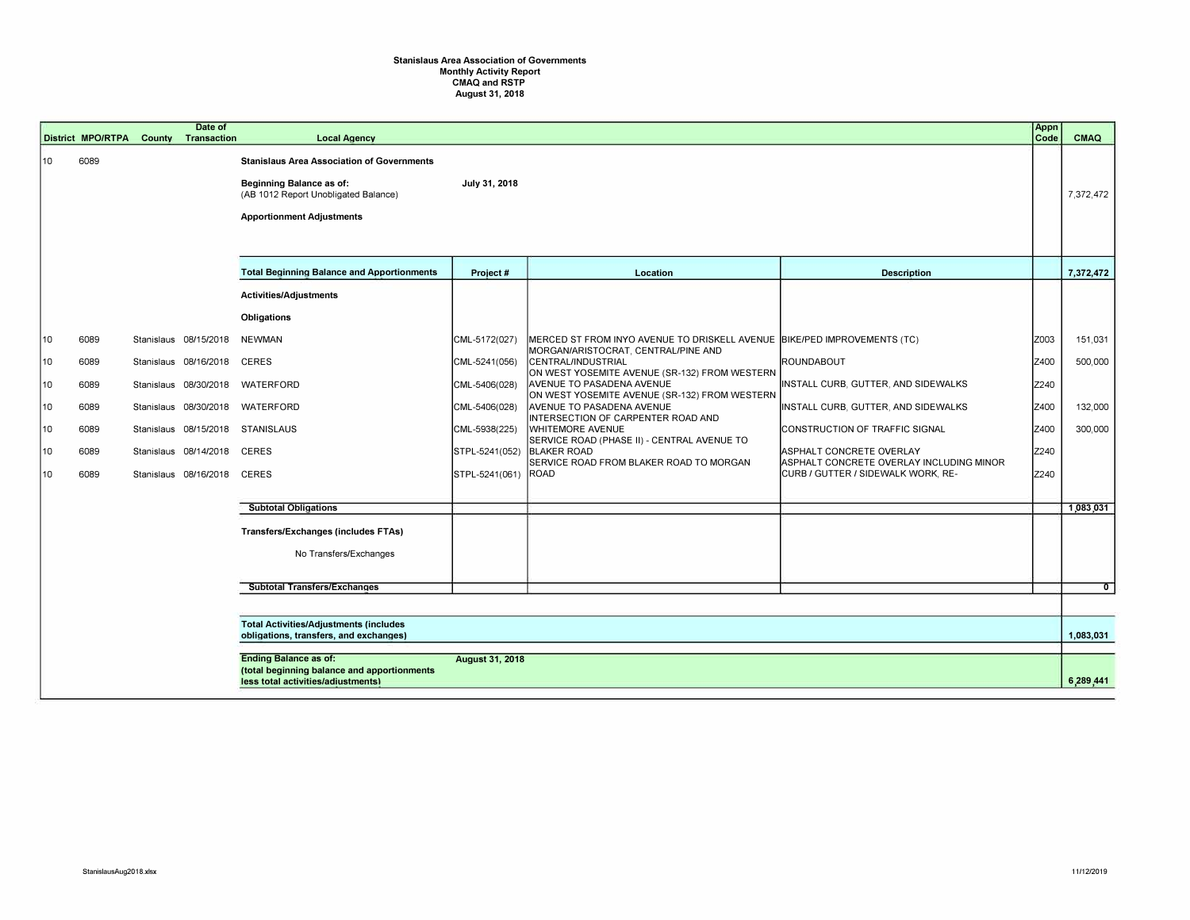**Stanislaus Area Association of Governments**
**Monthly Activity Report**
**CMAQ and RSTP**
**August 31, 2018**

| District | MPO/RTPA | County | Date of Transaction | Local Agency | Project # | Location | Description | Appn Code | CMAQ |
|---|---|---|---|---|---|---|---|---|---|
| 10 | 6089 | | | **Stanislaus Area Association of Governments** | | | | | |
| | | | | **Beginning Balance as of:** (AB 1012 Report Unobligated Balance) | July 31, 2018 | | | | 7,372,472 |
| | | | | **Apportionment Adjustments** | | | | | |
| | | | | **Total Beginning Balance and Apportionments** | **Project #** | **Location** | **Description** | | **7,372,472** |
| | | | | **Activities/Adjustments** | | | | | |
| | | | | **Obligations** | | | | | |
| 10 | 6089 | Stanislaus | 08/15/2018 | NEWMAN | CML-5172(027) | MERCED ST FROM INYO AVENUE TO DRISKELL AVENUE | BIKE/PED IMPROVEMENTS (TC) | Z003 | 151,031 |
| 10 | 6089 | Stanislaus | 08/16/2018 | CERES | CML-5241(056) | MORGAN/ARISTOCRAT, CENTRAL/PINE AND CENTRAL/INDUSTRIAL | ROUNDABOUT | Z400 | 500,000 |
| 10 | 6089 | Stanislaus | 08/30/2018 | WATERFORD | CML-5406(028) | ON WEST YOSEMITE AVENUE (SR-132) FROM WESTERN AVENUE TO PASADENA AVENUE | INSTALL CURB, GUTTER, AND SIDEWALKS | Z240 | |
| 10 | 6089 | Stanislaus | 08/30/2018 | WATERFORD | CML-5406(028) | ON WEST YOSEMITE AVENUE (SR-132) FROM WESTERN AVENUE TO PASADENA AVENUE | INSTALL CURB, GUTTER, AND SIDEWALKS | Z400 | 132,000 |
| 10 | 6089 | Stanislaus | 08/15/2018 | STANISLAUS | CML-5938(225) | INTERSECTION OF CARPENTER ROAD AND WHITEMORE AVENUE | CONSTRUCTION OF TRAFFIC SIGNAL | Z400 | 300,000 |
| 10 | 6089 | Stanislaus | 08/14/2018 | CERES | STPL-5241(052) | SERVICE ROAD (PHASE II) - CENTRAL AVENUE TO BLAKER ROAD | ASPHALT CONCRETE OVERLAY | Z240 | |
| 10 | 6089 | Stanislaus | 08/16/2018 | CERES | STPL-5241(061) | SERVICE ROAD FROM BLAKER ROAD TO MORGAN ROAD | ASPHALT CONCRETE OVERLAY INCLUDING MINOR CURB / GUTTER / SIDEWALK WORK, RE- | Z240 | |
| | | | | **Subtotal Obligations** | | | | | **1,083,031** |
| | | | | **Transfers/Exchanges (includes FTAs)** | | | | | |
| | | | | No Transfers/Exchanges | | | | | |
| | | | | **Subtotal Transfers/Exchanges** | | | | | **0** |
| | | | | **Total Activities/Adjustments (includes obligations, transfers, and exchanges)** | | | | | **1,083,031** |
| | | | | **Ending Balance as of:** (total beginning balance and apportionments less total activities/adjustments) | **August 31, 2018** | | | | **6,289,441** |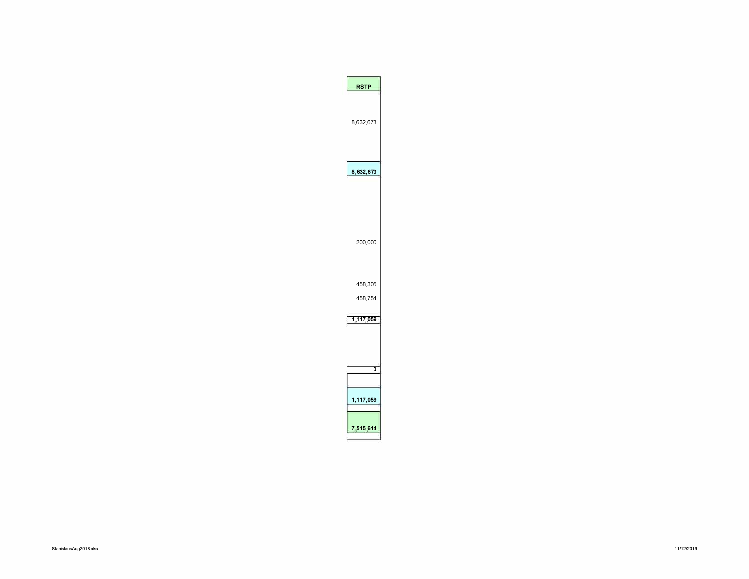| RSTP |
| --- |
| 8,632,673 |
| **8,632,673** |
| 200,000 |
| 458,305 |
| 458,754 |
| **1,117,059** |
| **0** |
| **1,117,059** |
| **7,515,614** |